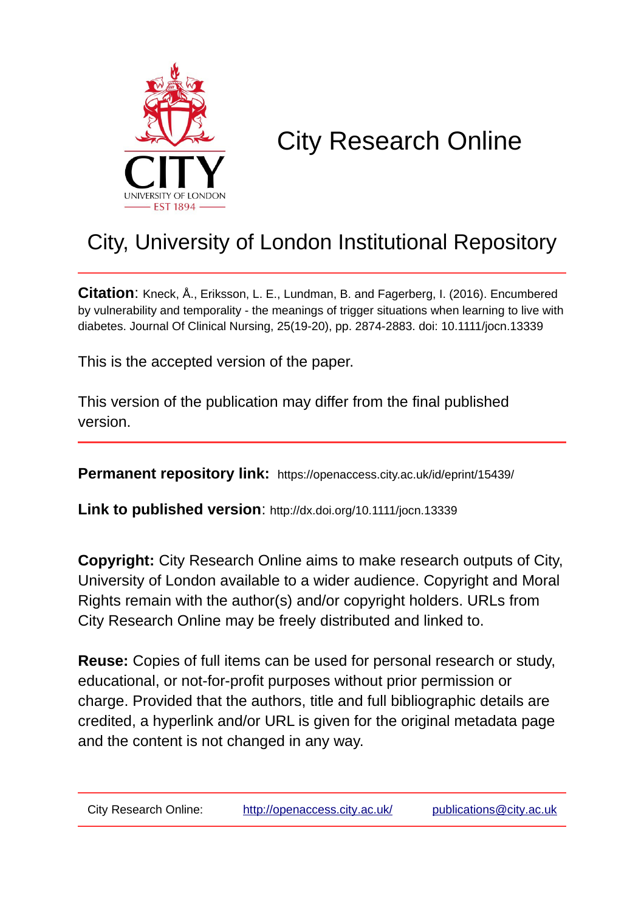# City Research Online

## City, University of London Institutional Repository

**Citation**: Kneck, Å., Eriksson, L. E., Lundman, B. and Fagerberg, I. (2016). Encumbered by vulnerability and temporality - the meanings of trigger situations when learning to live with diabetes. Journal Of Clinical Nursing, 25(19-20), pp. 2874-2883. doi: 10.1111/jocn.13339

This is the accepted version of the paper.

This version of the publication may differ from the final published version.

---

**Permanent repository link:** https://openaccess.city.ac.uk/id/eprint/15439/

**Link to published version**: http://dx.doi.org/10.1111/jocn.13339

**Copyright:** City Research Online aims to make research outputs of City, University of London available to a wider audience. Copyright and Moral Rights remain with the author(s) and/or copyright holders. URLs from City Research Online may be freely distributed and linked to.

**Reuse:** Copies of full items can be used for personal research or study, educational, or not-for-profit purposes without prior permission or charge. Provided that the authors, title and full bibliographic details are credited, a hyperlink and/or URL is given for the original metadata page and the content is not changed in any way.

---

City Research Online: http://openaccess.city.ac.uk/ publications@city.ac.uk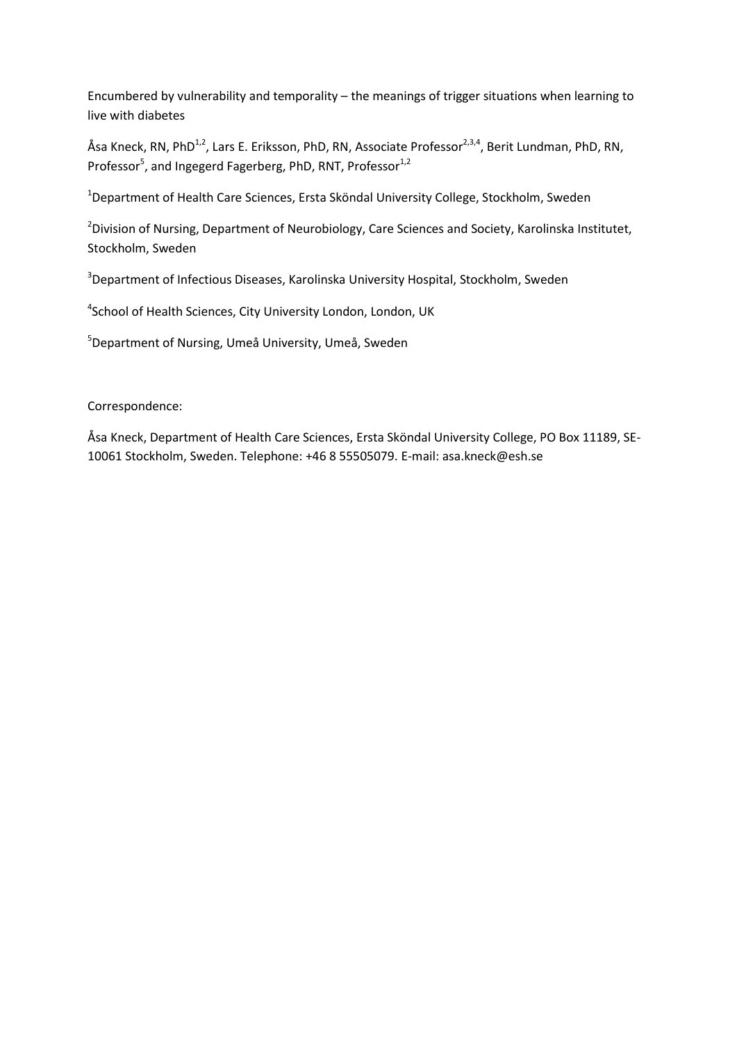Encumbered by vulnerability and temporality – the meanings of trigger situations when learning to live with diabetes

Åsa Kneck, RN, PhD[1,2], Lars E. Eriksson, PhD, RN, Associate Professor[2,3,4], Berit Lundman, PhD, RN, Professor[5], and Ingegerd Fagerberg, PhD, RNT, Professor[1,2]

[1]Department of Health Care Sciences, Ersta Sköndal University College, Stockholm, Sweden

[2]Division of Nursing, Department of Neurobiology, Care Sciences and Society, Karolinska Institutet, Stockholm, Sweden

[3]Department of Infectious Diseases, Karolinska University Hospital, Stockholm, Sweden

[4]School of Health Sciences, City University London, London, UK

[5]Department of Nursing, Umeå University, Umeå, Sweden

Correspondence:

Åsa Kneck, Department of Health Care Sciences, Ersta Sköndal University College, PO Box 11189, SE-10061 Stockholm, Sweden. Telephone: +46 8 55505079. E-mail: asa.kneck@esh.se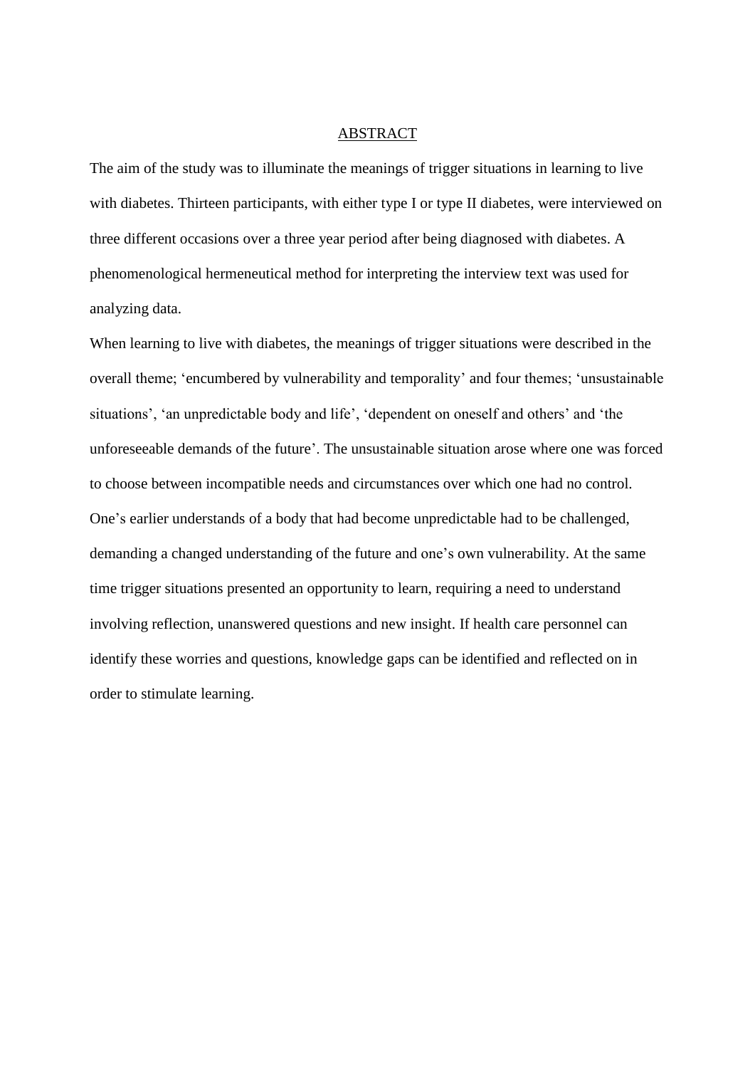## ABSTRACT

The aim of the study was to illuminate the meanings of trigger situations in learning to live with diabetes. Thirteen participants, with either type I or type II diabetes, were interviewed on three different occasions over a three year period after being diagnosed with diabetes. A phenomenological hermeneutical method for interpreting the interview text was used for analyzing data.

When learning to live with diabetes, the meanings of trigger situations were described in the overall theme; 'encumbered by vulnerability and temporality' and four themes; 'unsustainable situations', 'an unpredictable body and life', 'dependent on oneself and others' and 'the unforeseeable demands of the future'. The unsustainable situation arose where one was forced to choose between incompatible needs and circumstances over which one had no control. One's earlier understands of a body that had become unpredictable had to be challenged, demanding a changed understanding of the future and one's own vulnerability. At the same time trigger situations presented an opportunity to learn, requiring a need to understand involving reflection, unanswered questions and new insight. If health care personnel can identify these worries and questions, knowledge gaps can be identified and reflected on in order to stimulate learning.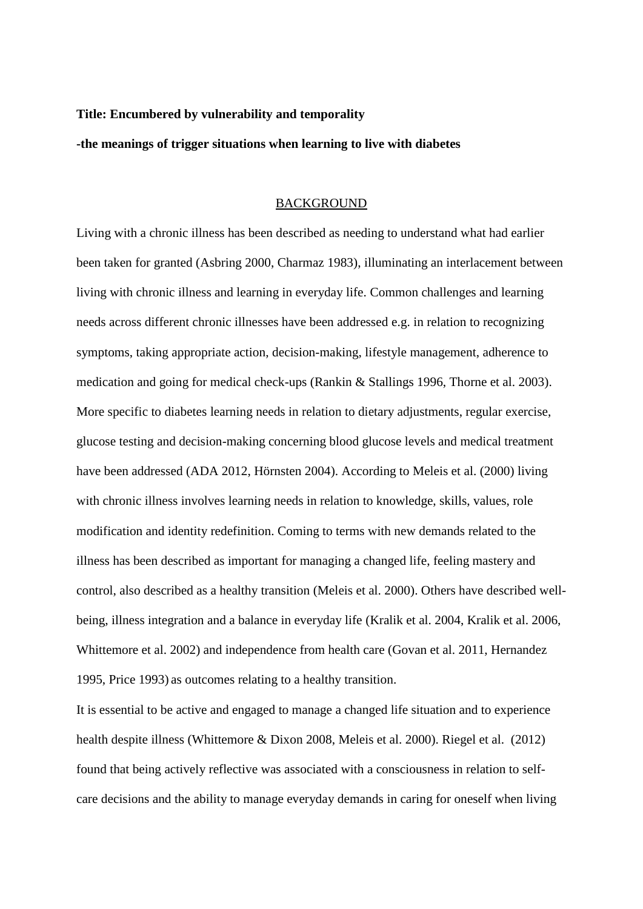**Title: Encumbered by vulnerability and temporality**

**-the meanings of trigger situations when learning to live with diabetes**

## BACKGROUND

Living with a chronic illness has been described as needing to understand what had earlier been taken for granted (Asbring 2000, Charmaz 1983), illuminating an interlacement between living with chronic illness and learning in everyday life. Common challenges and learning needs across different chronic illnesses have been addressed e.g. in relation to recognizing symptoms, taking appropriate action, decision-making, lifestyle management, adherence to medication and going for medical check-ups (Rankin & Stallings 1996, Thorne et al. 2003). More specific to diabetes learning needs in relation to dietary adjustments, regular exercise, glucose testing and decision-making concerning blood glucose levels and medical treatment have been addressed (ADA 2012, Hörnsten 2004). According to Meleis et al. (2000) living with chronic illness involves learning needs in relation to knowledge, skills, values, role modification and identity redefinition. Coming to terms with new demands related to the illness has been described as important for managing a changed life, feeling mastery and control, also described as a healthy transition (Meleis et al. 2000). Others have described well-being, illness integration and a balance in everyday life (Kralik et al. 2004, Kralik et al. 2006, Whittemore et al. 2002) and independence from health care (Govan et al. 2011, Hernandez 1995, Price 1993) as outcomes relating to a healthy transition.

It is essential to be active and engaged to manage a changed life situation and to experience health despite illness (Whittemore & Dixon 2008, Meleis et al. 2000). Riegel et al. (2012) found that being actively reflective was associated with a consciousness in relation to self-care decisions and the ability to manage everyday demands in caring for oneself when living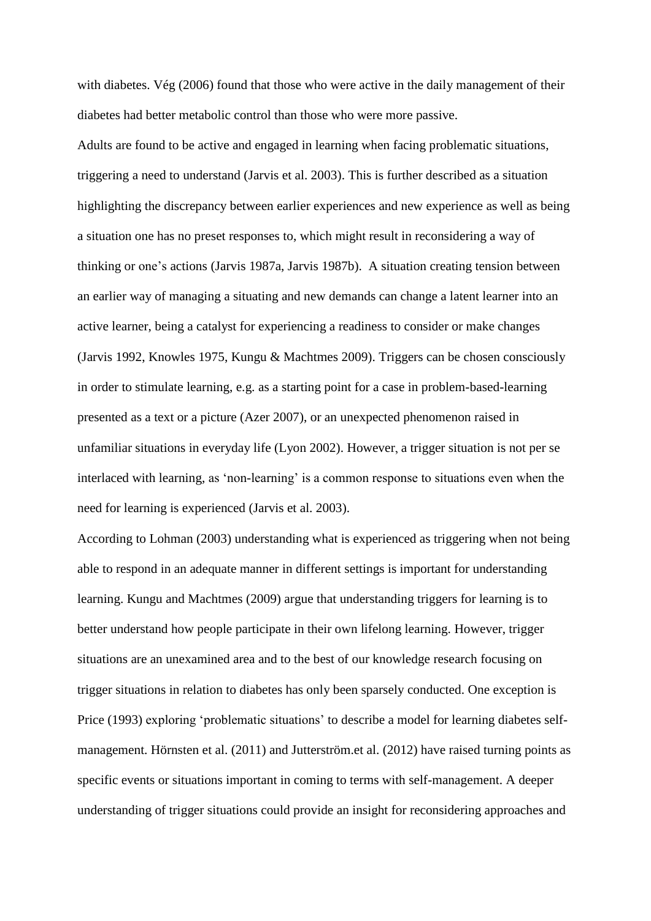with diabetes. Vég (2006) found that those who were active in the daily management of their diabetes had better metabolic control than those who were more passive.

Adults are found to be active and engaged in learning when facing problematic situations, triggering a need to understand (Jarvis et al. 2003). This is further described as a situation highlighting the discrepancy between earlier experiences and new experience as well as being a situation one has no preset responses to, which might result in reconsidering a way of thinking or one's actions (Jarvis 1987a, Jarvis 1987b). A situation creating tension between an earlier way of managing a situating and new demands can change a latent learner into an active learner, being a catalyst for experiencing a readiness to consider or make changes (Jarvis 1992, Knowles 1975, Kungu & Machtmes 2009). Triggers can be chosen consciously in order to stimulate learning, e.g. as a starting point for a case in problem-based-learning presented as a text or a picture (Azer 2007), or an unexpected phenomenon raised in unfamiliar situations in everyday life (Lyon 2002). However, a trigger situation is not per se interlaced with learning, as 'non-learning' is a common response to situations even when the need for learning is experienced (Jarvis et al. 2003).

According to Lohman (2003) understanding what is experienced as triggering when not being able to respond in an adequate manner in different settings is important for understanding learning. Kungu and Machtmes (2009) argue that understanding triggers for learning is to better understand how people participate in their own lifelong learning. However, trigger situations are an unexamined area and to the best of our knowledge research focusing on trigger situations in relation to diabetes has only been sparsely conducted. One exception is Price (1993) exploring 'problematic situations' to describe a model for learning diabetes self-management. Hörnsten et al. (2011) and Jutterström.et al. (2012) have raised turning points as specific events or situations important in coming to terms with self-management. A deeper understanding of trigger situations could provide an insight for reconsidering approaches and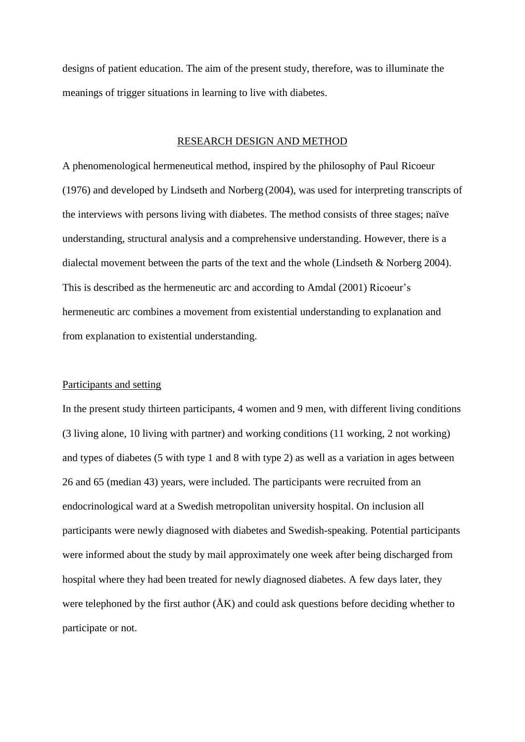designs of patient education. The aim of the present study, therefore, was to illuminate the meanings of trigger situations in learning to live with diabetes.

## RESEARCH DESIGN AND METHOD

A phenomenological hermeneutical method, inspired by the philosophy of Paul Ricoeur (1976) and developed by Lindseth and Norberg (2004), was used for interpreting transcripts of the interviews with persons living with diabetes. The method consists of three stages; naïve understanding, structural analysis and a comprehensive understanding. However, there is a dialectal movement between the parts of the text and the whole (Lindseth & Norberg 2004). This is described as the hermeneutic arc and according to Amdal (2001) Ricoeur's hermeneutic arc combines a movement from existential understanding to explanation and from explanation to existential understanding.

### Participants and setting

In the present study thirteen participants, 4 women and 9 men, with different living conditions (3 living alone, 10 living with partner) and working conditions (11 working, 2 not working) and types of diabetes (5 with type 1 and 8 with type 2) as well as a variation in ages between 26 and 65 (median 43) years, were included. The participants were recruited from an endocrinological ward at a Swedish metropolitan university hospital. On inclusion all participants were newly diagnosed with diabetes and Swedish-speaking. Potential participants were informed about the study by mail approximately one week after being discharged from hospital where they had been treated for newly diagnosed diabetes. A few days later, they were telephoned by the first author (ÅK) and could ask questions before deciding whether to participate or not.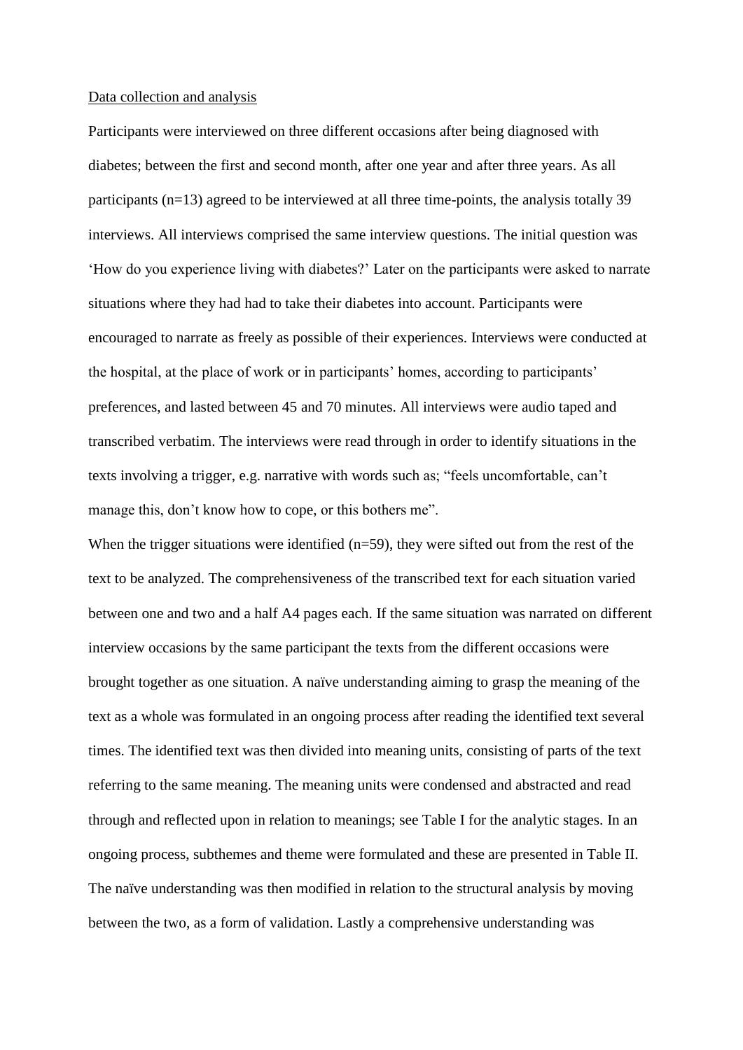Data collection and analysis

Participants were interviewed on three different occasions after being diagnosed with diabetes; between the first and second month, after one year and after three years. As all participants (n=13) agreed to be interviewed at all three time-points, the analysis totally 39 interviews. All interviews comprised the same interview questions. The initial question was 'How do you experience living with diabetes?' Later on the participants were asked to narrate situations where they had had to take their diabetes into account. Participants were encouraged to narrate as freely as possible of their experiences. Interviews were conducted at the hospital, at the place of work or in participants' homes, according to participants' preferences, and lasted between 45 and 70 minutes. All interviews were audio taped and transcribed verbatim. The interviews were read through in order to identify situations in the texts involving a trigger, e.g. narrative with words such as; "feels uncomfortable, can't manage this, don't know how to cope, or this bothers me".

When the trigger situations were identified (n=59), they were sifted out from the rest of the text to be analyzed. The comprehensiveness of the transcribed text for each situation varied between one and two and a half A4 pages each. If the same situation was narrated on different interview occasions by the same participant the texts from the different occasions were brought together as one situation. A naïve understanding aiming to grasp the meaning of the text as a whole was formulated in an ongoing process after reading the identified text several times. The identified text was then divided into meaning units, consisting of parts of the text referring to the same meaning. The meaning units were condensed and abstracted and read through and reflected upon in relation to meanings; see Table I for the analytic stages. In an ongoing process, subthemes and theme were formulated and these are presented in Table II. The naïve understanding was then modified in relation to the structural analysis by moving between the two, as a form of validation. Lastly a comprehensive understanding was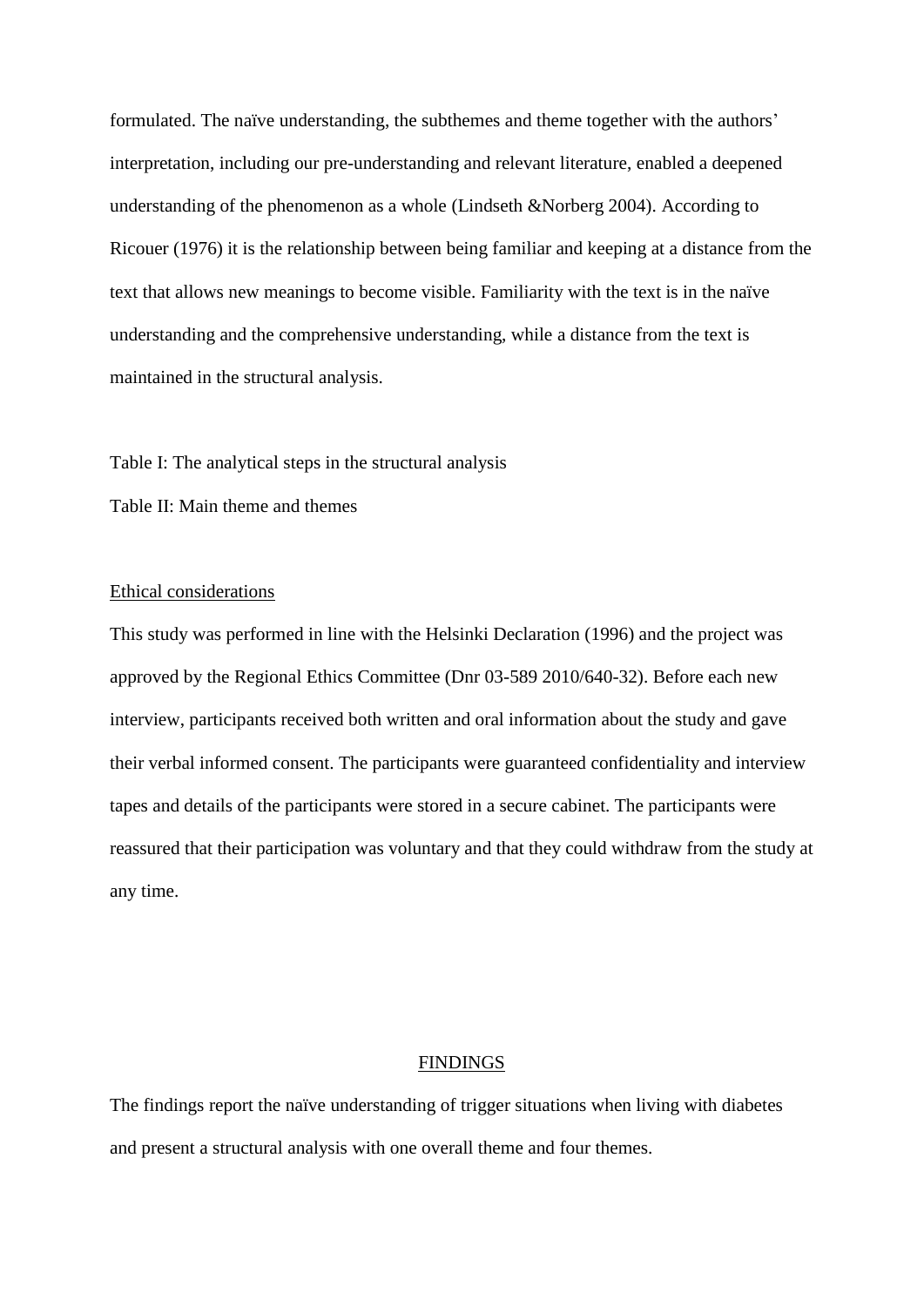formulated. The naïve understanding, the subthemes and theme together with the authors' interpretation, including our pre-understanding and relevant literature, enabled a deepened understanding of the phenomenon as a whole (Lindseth &Norberg 2004). According to Ricouer (1976) it is the relationship between being familiar and keeping at a distance from the text that allows new meanings to become visible. Familiarity with the text is in the naïve understanding and the comprehensive understanding, while a distance from the text is maintained in the structural analysis.

Table I: The analytical steps in the structural analysis

Table II: Main theme and themes

## Ethical considerations

This study was performed in line with the Helsinki Declaration (1996) and the project was approved by the Regional Ethics Committee (Dnr 03-589 2010/640-32). Before each new interview, participants received both written and oral information about the study and gave their verbal informed consent. The participants were guaranteed confidentiality and interview tapes and details of the participants were stored in a secure cabinet. The participants were reassured that their participation was voluntary and that they could withdraw from the study at any time.

# FINDINGS

The findings report the naïve understanding of trigger situations when living with diabetes and present a structural analysis with one overall theme and four themes.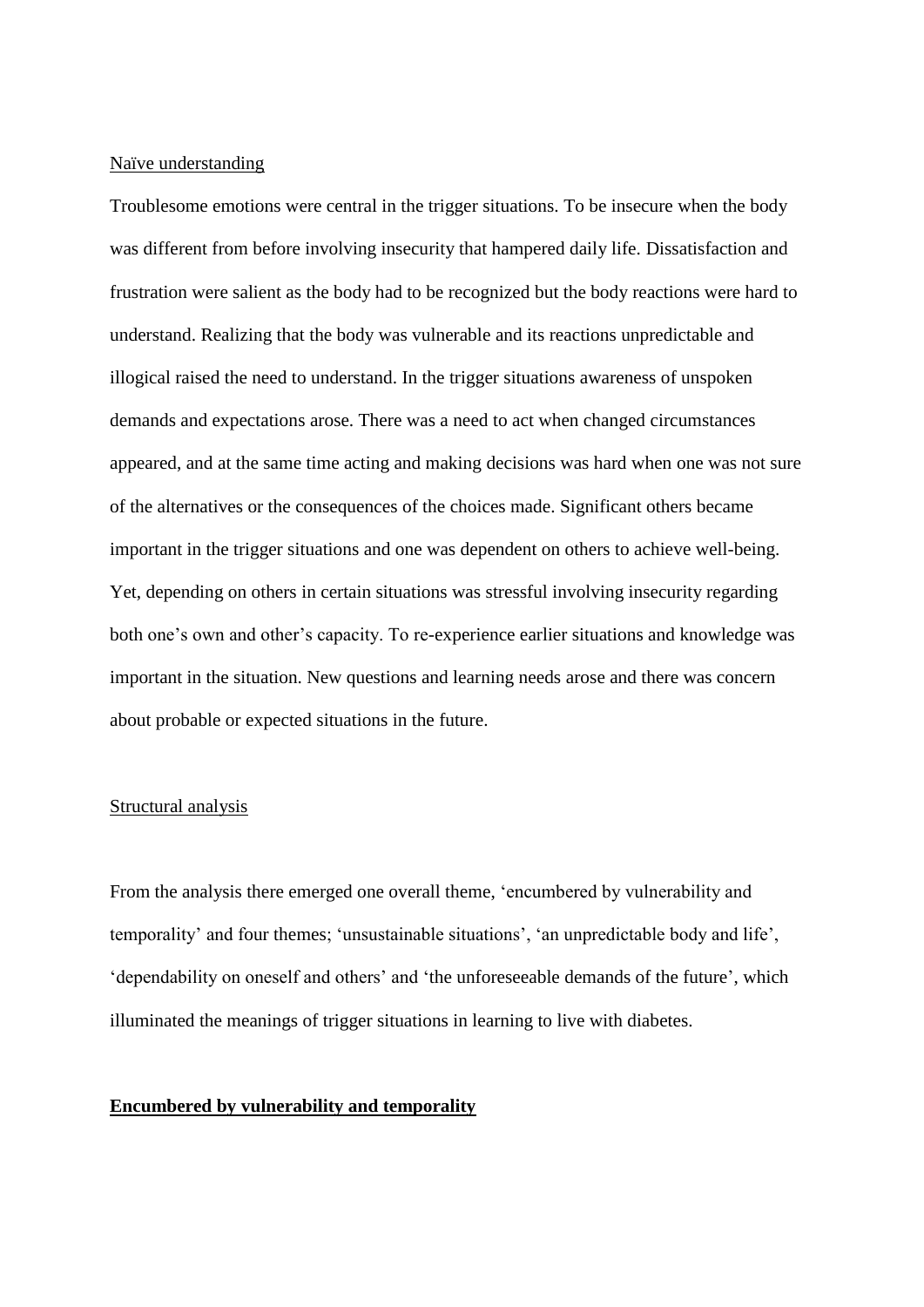Naïve understanding

Troublesome emotions were central in the trigger situations. To be insecure when the body was different from before involving insecurity that hampered daily life. Dissatisfaction and frustration were salient as the body had to be recognized but the body reactions were hard to understand. Realizing that the body was vulnerable and its reactions unpredictable and illogical raised the need to understand. In the trigger situations awareness of unspoken demands and expectations arose. There was a need to act when changed circumstances appeared, and at the same time acting and making decisions was hard when one was not sure of the alternatives or the consequences of the choices made. Significant others became important in the trigger situations and one was dependent on others to achieve well-being. Yet, depending on others in certain situations was stressful involving insecurity regarding both one's own and other's capacity. To re-experience earlier situations and knowledge was important in the situation. New questions and learning needs arose and there was concern about probable or expected situations in the future.

Structural analysis

From the analysis there emerged one overall theme, 'encumbered by vulnerability and temporality' and four themes; 'unsustainable situations', 'an unpredictable body and life', 'dependability on oneself and others' and 'the unforeseeable demands of the future', which illuminated the meanings of trigger situations in learning to live with diabetes.

**Encumbered by vulnerability and temporality**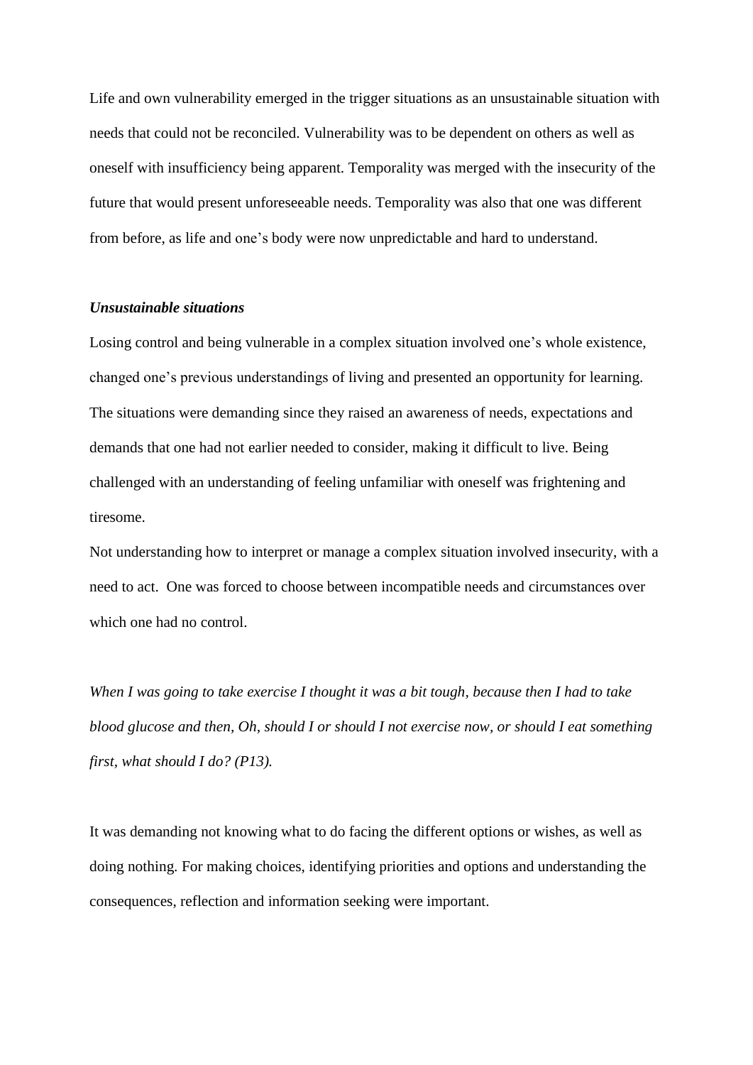Life and own vulnerability emerged in the trigger situations as an unsustainable situation with needs that could not be reconciled. Vulnerability was to be dependent on others as well as oneself with insufficiency being apparent. Temporality was merged with the insecurity of the future that would present unforeseeable needs. Temporality was also that one was different from before, as life and one's body were now unpredictable and hard to understand.

### ***Unsustainable situations***

Losing control and being vulnerable in a complex situation involved one's whole existence, changed one's previous understandings of living and presented an opportunity for learning. The situations were demanding since they raised an awareness of needs, expectations and demands that one had not earlier needed to consider, making it difficult to live. Being challenged with an understanding of feeling unfamiliar with oneself was frightening and tiresome.

Not understanding how to interpret or manage a complex situation involved insecurity, with a need to act. One was forced to choose between incompatible needs and circumstances over which one had no control.

*When I was going to take exercise I thought it was a bit tough, because then I had to take blood glucose and then, Oh, should I or should I not exercise now, or should I eat something first, what should I do? (P13).*

It was demanding not knowing what to do facing the different options or wishes, as well as doing nothing. For making choices, identifying priorities and options and understanding the consequences, reflection and information seeking were important.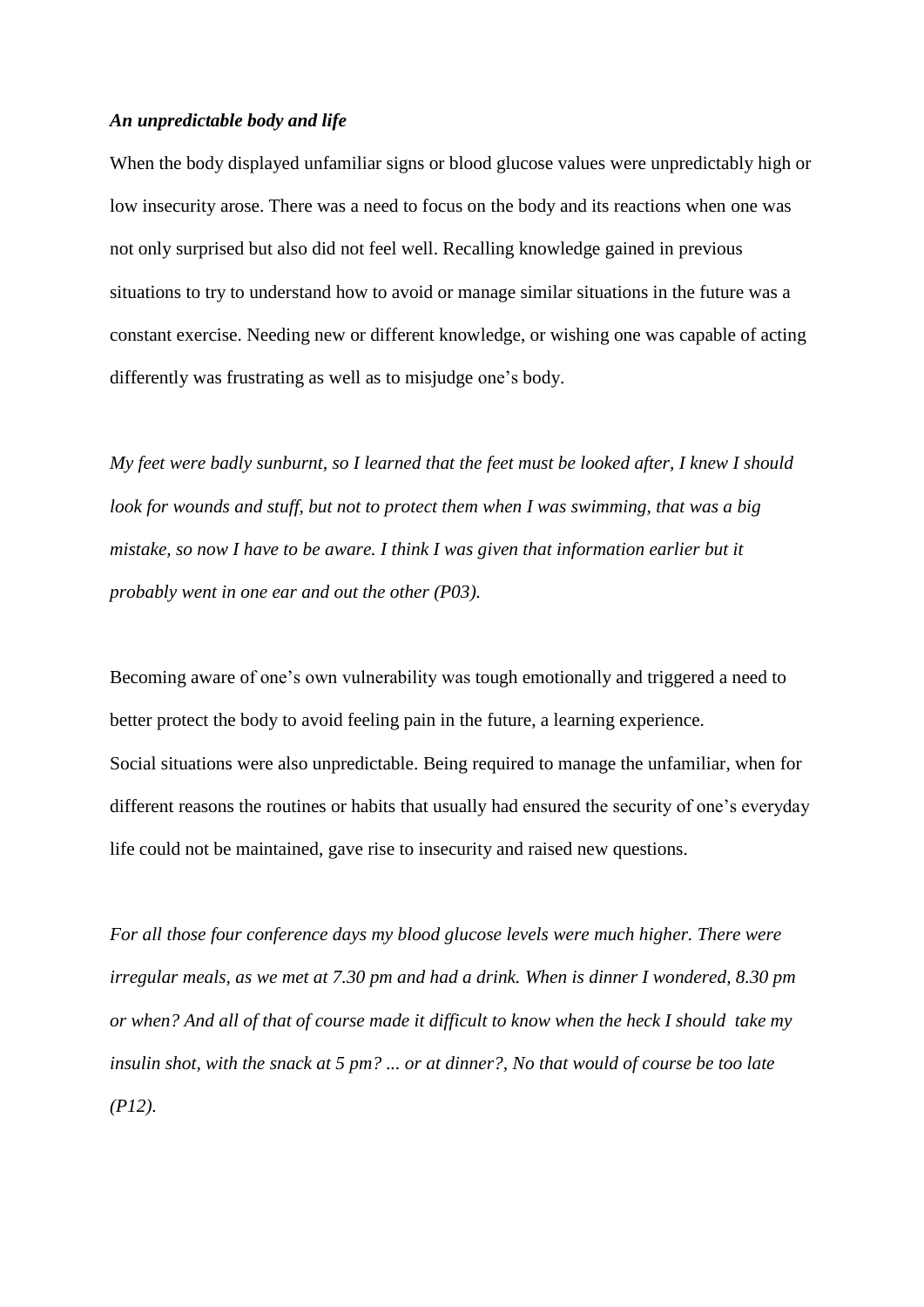***An unpredictable body and life***

When the body displayed unfamiliar signs or blood glucose values were unpredictably high or low insecurity arose. There was a need to focus on the body and its reactions when one was not only surprised but also did not feel well. Recalling knowledge gained in previous situations to try to understand how to avoid or manage similar situations in the future was a constant exercise. Needing new or different knowledge, or wishing one was capable of acting differently was frustrating as well as to misjudge one's body.

*My feet were badly sunburnt, so I learned that the feet must be looked after, I knew I should look for wounds and stuff, but not to protect them when I was swimming, that was a big mistake, so now I have to be aware. I think I was given that information earlier but it probably went in one ear and out the other (P03).*

Becoming aware of one's own vulnerability was tough emotionally and triggered a need to better protect the body to avoid feeling pain in the future, a learning experience.

Social situations were also unpredictable. Being required to manage the unfamiliar, when for different reasons the routines or habits that usually had ensured the security of one's everyday life could not be maintained, gave rise to insecurity and raised new questions.

*For all those four conference days my blood glucose levels were much higher. There were irregular meals, as we met at 7.30 pm and had a drink. When is dinner I wondered, 8.30 pm or when? And all of that of course made it difficult to know when the heck I should take my insulin shot, with the snack at 5 pm? ... or at dinner?, No that would of course be too late (P12).*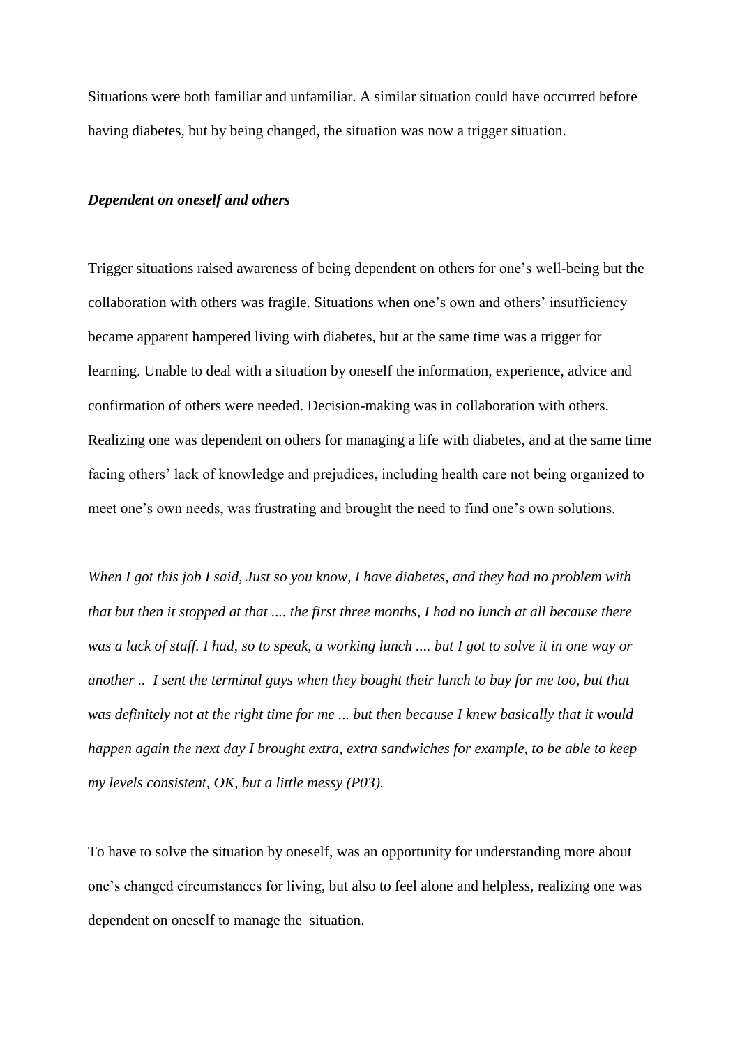Situations were both familiar and unfamiliar. A similar situation could have occurred before having diabetes, but by being changed, the situation was now a trigger situation.

***Dependent on oneself and others***

Trigger situations raised awareness of being dependent on others for one's well-being but the collaboration with others was fragile. Situations when one's own and others' insufficiency became apparent hampered living with diabetes, but at the same time was a trigger for learning. Unable to deal with a situation by oneself the information, experience, advice and confirmation of others were needed. Decision-making was in collaboration with others. Realizing one was dependent on others for managing a life with diabetes, and at the same time facing others' lack of knowledge and prejudices, including health care not being organized to meet one's own needs, was frustrating and brought the need to find one's own solutions.

*When I got this job I said, Just so you know, I have diabetes, and they had no problem with that but then it stopped at that .... the first three months, I had no lunch at all because there was a lack of staff. I had, so to speak, a working lunch .... but I got to solve it in one way or another .. I sent the terminal guys when they bought their lunch to buy for me too, but that was definitely not at the right time for me ... but then because I knew basically that it would happen again the next day I brought extra, extra sandwiches for example, to be able to keep my levels consistent, OK, but a little messy (P03).*

To have to solve the situation by oneself, was an opportunity for understanding more about one's changed circumstances for living, but also to feel alone and helpless, realizing one was dependent on oneself to manage the situation.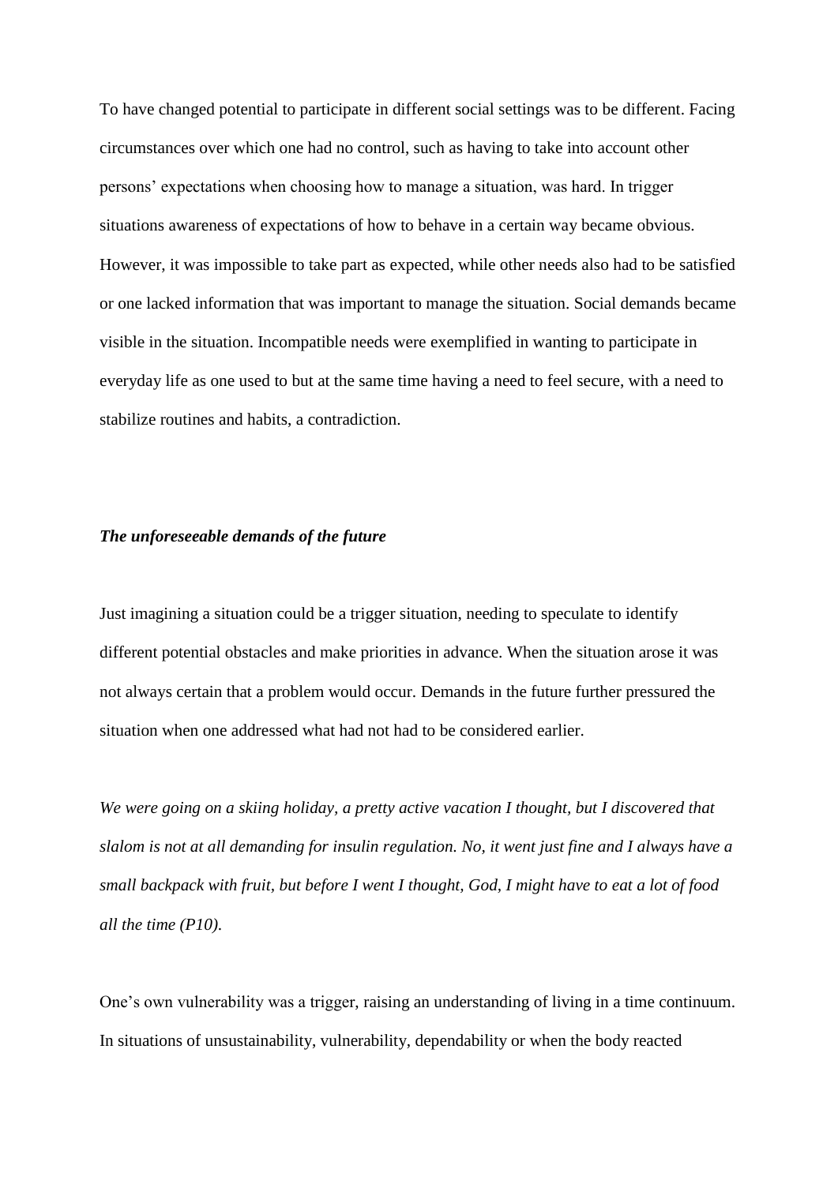To have changed potential to participate in different social settings was to be different. Facing circumstances over which one had no control, such as having to take into account other persons' expectations when choosing how to manage a situation, was hard. In trigger situations awareness of expectations of how to behave in a certain way became obvious. However, it was impossible to take part as expected, while other needs also had to be satisfied or one lacked information that was important to manage the situation. Social demands became visible in the situation. Incompatible needs were exemplified in wanting to participate in everyday life as one used to but at the same time having a need to feel secure, with a need to stabilize routines and habits, a contradiction.

### *The unforeseeable demands of the future*

Just imagining a situation could be a trigger situation, needing to speculate to identify different potential obstacles and make priorities in advance. When the situation arose it was not always certain that a problem would occur. Demands in the future further pressured the situation when one addressed what had not had to be considered earlier.

*We were going on a skiing holiday, a pretty active vacation I thought, but I discovered that slalom is not at all demanding for insulin regulation. No, it went just fine and I always have a small backpack with fruit, but before I went I thought, God, I might have to eat a lot of food all the time (P10).*

One's own vulnerability was a trigger, raising an understanding of living in a time continuum. In situations of unsustainability, vulnerability, dependability or when the body reacted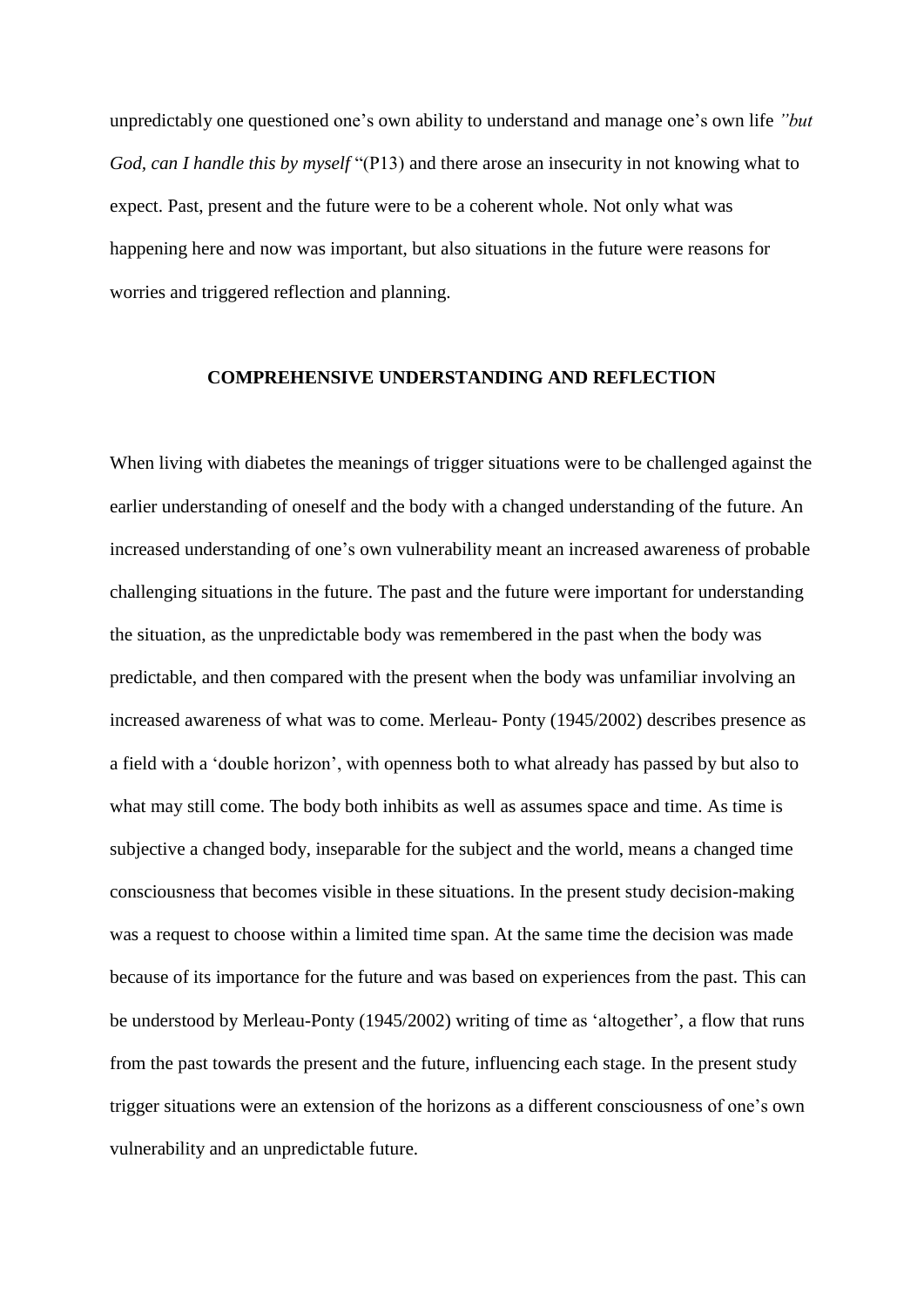unpredictably one questioned one's own ability to understand and manage one's own life *"but God, can I handle this by myself* "(P13) and there arose an insecurity in not knowing what to expect. Past, present and the future were to be a coherent whole. Not only what was happening here and now was important, but also situations in the future were reasons for worries and triggered reflection and planning.

## COMPREHENSIVE UNDERSTANDING AND REFLECTION

When living with diabetes the meanings of trigger situations were to be challenged against the earlier understanding of oneself and the body with a changed understanding of the future. An increased understanding of one's own vulnerability meant an increased awareness of probable challenging situations in the future. The past and the future were important for understanding the situation, as the unpredictable body was remembered in the past when the body was predictable, and then compared with the present when the body was unfamiliar involving an increased awareness of what was to come. Merleau- Ponty (1945/2002) describes presence as a field with a 'double horizon', with openness both to what already has passed by but also to what may still come. The body both inhibits as well as assumes space and time. As time is subjective a changed body, inseparable for the subject and the world, means a changed time consciousness that becomes visible in these situations. In the present study decision-making was a request to choose within a limited time span. At the same time the decision was made because of its importance for the future and was based on experiences from the past. This can be understood by Merleau-Ponty (1945/2002) writing of time as 'altogether', a flow that runs from the past towards the present and the future, influencing each stage. In the present study trigger situations were an extension of the horizons as a different consciousness of one's own vulnerability and an unpredictable future.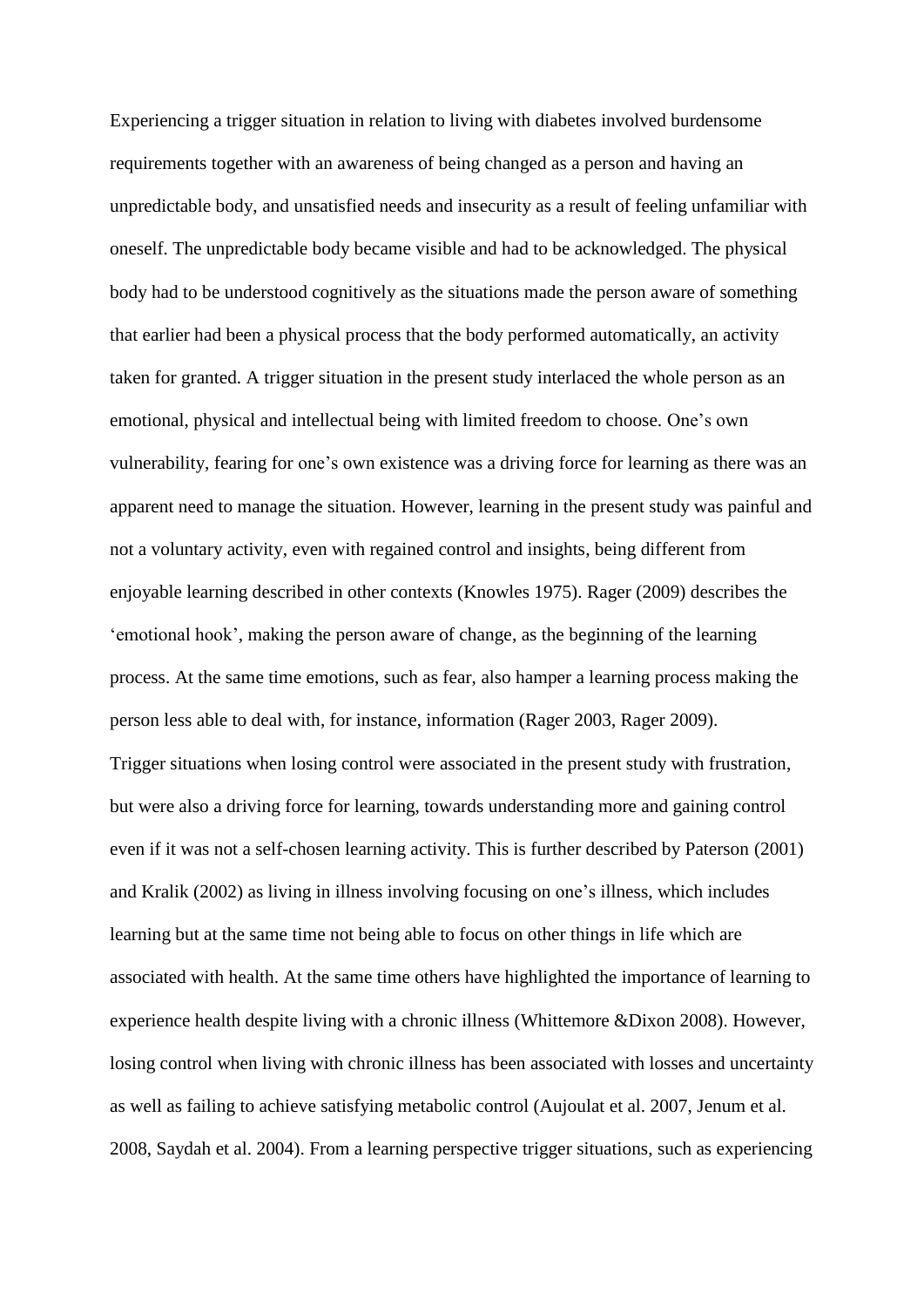Experiencing a trigger situation in relation to living with diabetes involved burdensome requirements together with an awareness of being changed as a person and having an unpredictable body, and unsatisfied needs and insecurity as a result of feeling unfamiliar with oneself. The unpredictable body became visible and had to be acknowledged. The physical body had to be understood cognitively as the situations made the person aware of something that earlier had been a physical process that the body performed automatically, an activity taken for granted. A trigger situation in the present study interlaced the whole person as an emotional, physical and intellectual being with limited freedom to choose. One's own vulnerability, fearing for one's own existence was a driving force for learning as there was an apparent need to manage the situation. However, learning in the present study was painful and not a voluntary activity, even with regained control and insights, being different from enjoyable learning described in other contexts (Knowles 1975). Rager (2009) describes the 'emotional hook', making the person aware of change, as the beginning of the learning process. At the same time emotions, such as fear, also hamper a learning process making the person less able to deal with, for instance, information (Rager 2003, Rager 2009).

Trigger situations when losing control were associated in the present study with frustration, but were also a driving force for learning, towards understanding more and gaining control even if it was not a self-chosen learning activity. This is further described by Paterson (2001) and Kralik (2002) as living in illness involving focusing on one's illness, which includes learning but at the same time not being able to focus on other things in life which are associated with health. At the same time others have highlighted the importance of learning to experience health despite living with a chronic illness (Whittemore &Dixon 2008). However, losing control when living with chronic illness has been associated with losses and uncertainty as well as failing to achieve satisfying metabolic control (Aujoulat et al. 2007, Jenum et al. 2008, Saydah et al. 2004). From a learning perspective trigger situations, such as experiencing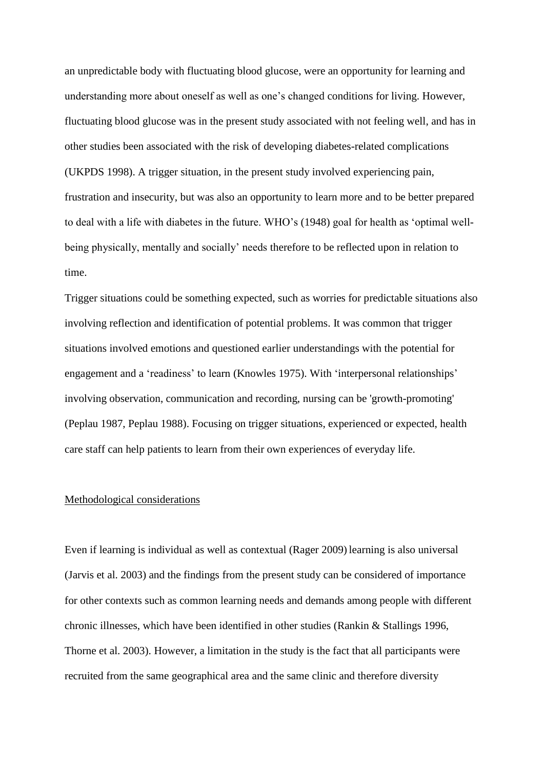an unpredictable body with fluctuating blood glucose, were an opportunity for learning and understanding more about oneself as well as one's changed conditions for living. However, fluctuating blood glucose was in the present study associated with not feeling well, and has in other studies been associated with the risk of developing diabetes-related complications (UKPDS 1998). A trigger situation, in the present study involved experiencing pain, frustration and insecurity, but was also an opportunity to learn more and to be better prepared to deal with a life with diabetes in the future. WHO's (1948) goal for health as 'optimal well-being physically, mentally and socially' needs therefore to be reflected upon in relation to time.

Trigger situations could be something expected, such as worries for predictable situations also involving reflection and identification of potential problems. It was common that trigger situations involved emotions and questioned earlier understandings with the potential for engagement and a 'readiness' to learn (Knowles 1975). With 'interpersonal relationships' involving observation, communication and recording, nursing can be 'growth-promoting' (Peplau 1987, Peplau 1988). Focusing on trigger situations, experienced or expected, health care staff can help patients to learn from their own experiences of everyday life.

## Methodological considerations

Even if learning is individual as well as contextual (Rager 2009) learning is also universal (Jarvis et al. 2003) and the findings from the present study can be considered of importance for other contexts such as common learning needs and demands among people with different chronic illnesses, which have been identified in other studies (Rankin & Stallings 1996, Thorne et al. 2003). However, a limitation in the study is the fact that all participants were recruited from the same geographical area and the same clinic and therefore diversity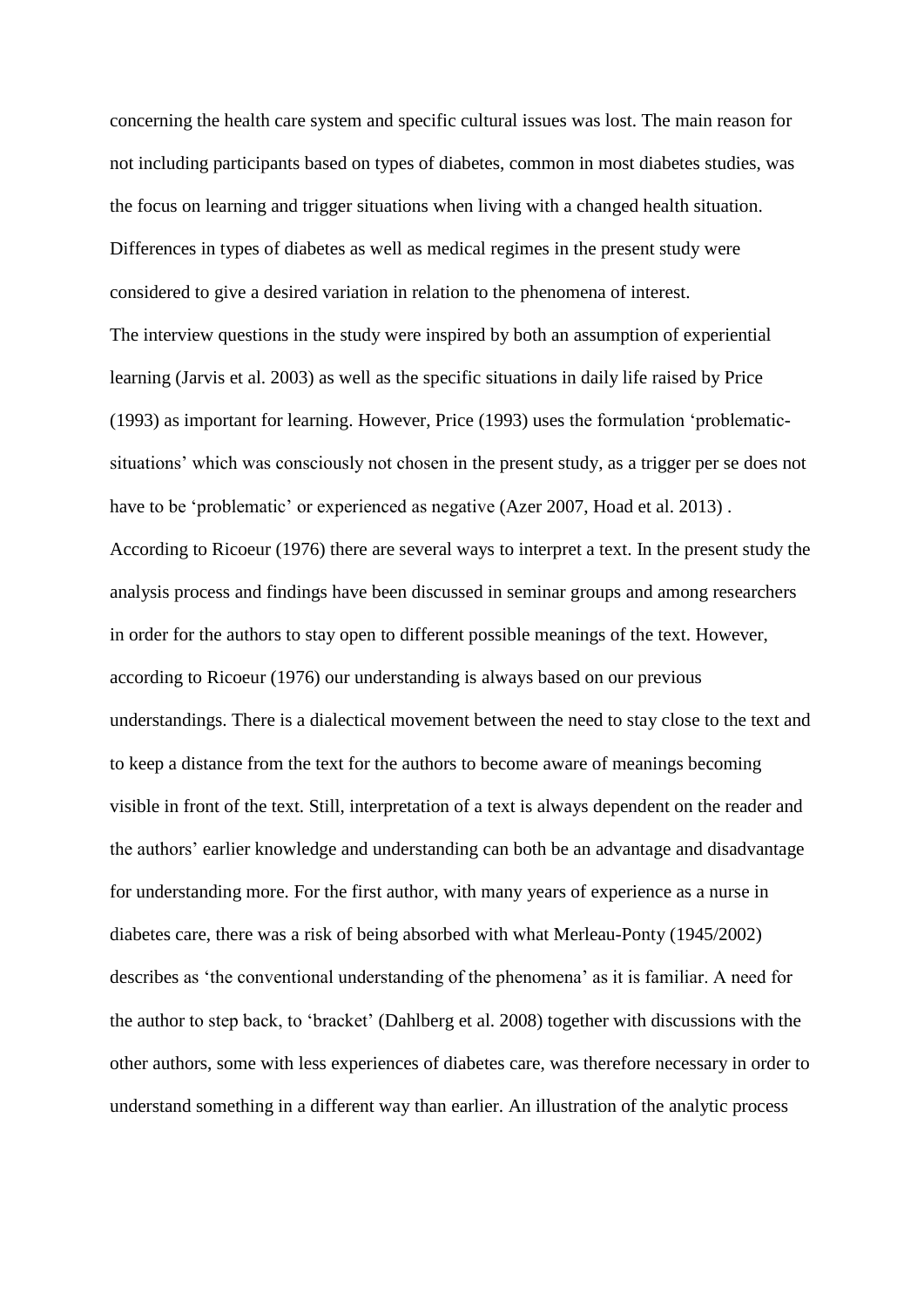concerning the health care system and specific cultural issues was lost. The main reason for not including participants based on types of diabetes, common in most diabetes studies, was the focus on learning and trigger situations when living with a changed health situation. Differences in types of diabetes as well as medical regimes in the present study were considered to give a desired variation in relation to the phenomena of interest.

The interview questions in the study were inspired by both an assumption of experiential learning (Jarvis et al. 2003) as well as the specific situations in daily life raised by Price (1993) as important for learning. However, Price (1993) uses the formulation 'problematic-situations' which was consciously not chosen in the present study, as a trigger per se does not have to be 'problematic' or experienced as negative (Azer 2007, Hoad et al. 2013) .

According to Ricoeur (1976) there are several ways to interpret a text. In the present study the analysis process and findings have been discussed in seminar groups and among researchers in order for the authors to stay open to different possible meanings of the text. However, according to Ricoeur (1976) our understanding is always based on our previous understandings. There is a dialectical movement between the need to stay close to the text and to keep a distance from the text for the authors to become aware of meanings becoming visible in front of the text. Still, interpretation of a text is always dependent on the reader and the authors' earlier knowledge and understanding can both be an advantage and disadvantage for understanding more. For the first author, with many years of experience as a nurse in diabetes care, there was a risk of being absorbed with what Merleau-Ponty (1945/2002) describes as 'the conventional understanding of the phenomena' as it is familiar. A need for the author to step back, to 'bracket' (Dahlberg et al. 2008) together with discussions with the other authors, some with less experiences of diabetes care, was therefore necessary in order to understand something in a different way than earlier. An illustration of the analytic process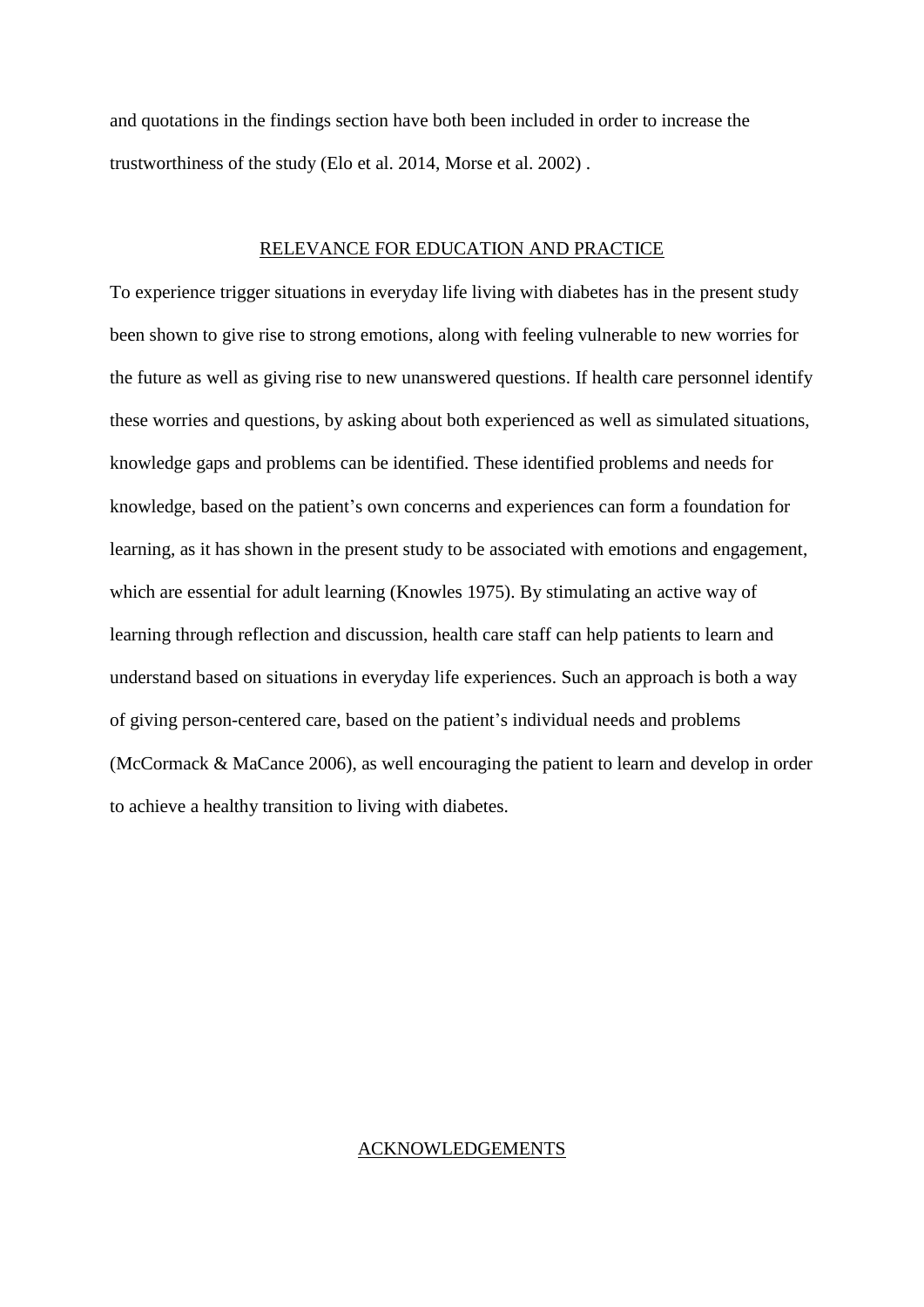and quotations in the findings section have both been included in order to increase the trustworthiness of the study (Elo et al. 2014, Morse et al. 2002) .

## RELEVANCE FOR EDUCATION AND PRACTICE

To experience trigger situations in everyday life living with diabetes has in the present study been shown to give rise to strong emotions, along with feeling vulnerable to new worries for the future as well as giving rise to new unanswered questions. If health care personnel identify these worries and questions, by asking about both experienced as well as simulated situations, knowledge gaps and problems can be identified. These identified problems and needs for knowledge, based on the patient's own concerns and experiences can form a foundation for learning, as it has shown in the present study to be associated with emotions and engagement, which are essential for adult learning (Knowles 1975). By stimulating an active way of learning through reflection and discussion, health care staff can help patients to learn and understand based on situations in everyday life experiences. Such an approach is both a way of giving person-centered care, based on the patient's individual needs and problems (McCormack & MaCance 2006), as well encouraging the patient to learn and develop in order to achieve a healthy transition to living with diabetes.

## ACKNOWLEDGEMENTS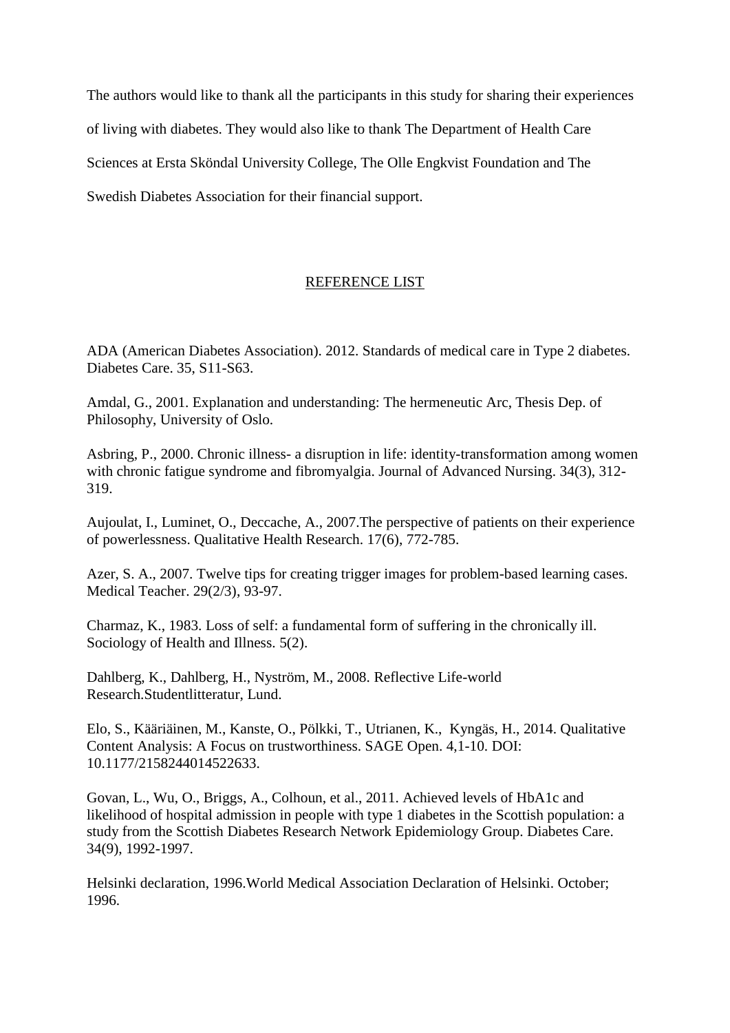The authors would like to thank all the participants in this study for sharing their experiences of living with diabetes. They would also like to thank The Department of Health Care Sciences at Ersta Sköndal University College, The Olle Engkvist Foundation and The Swedish Diabetes Association for their financial support.

## REFERENCE LIST

ADA (American Diabetes Association). 2012. Standards of medical care in Type 2 diabetes. Diabetes Care. 35, S11-S63.

Amdal, G., 2001. Explanation and understanding: The hermeneutic Arc, Thesis Dep. of Philosophy, University of Oslo.

Asbring, P., 2000. Chronic illness- a disruption in life: identity-transformation among women with chronic fatigue syndrome and fibromyalgia. Journal of Advanced Nursing. 34(3), 312-319.

Aujoulat, I., Luminet, O., Deccache, A., 2007.The perspective of patients on their experience of powerlessness. Qualitative Health Research. 17(6), 772-785.

Azer, S. A., 2007. Twelve tips for creating trigger images for problem-based learning cases. Medical Teacher. 29(2/3), 93-97.

Charmaz, K., 1983. Loss of self: a fundamental form of suffering in the chronically ill. Sociology of Health and Illness. 5(2).

Dahlberg, K., Dahlberg, H., Nyström, M., 2008. Reflective Life-world Research.Studentlitteratur, Lund.

Elo, S., Kääriäinen, M., Kanste, O., Pölkki, T., Utrianen, K., Kyngäs, H., 2014. Qualitative Content Analysis: A Focus on trustworthiness. SAGE Open. 4,1-10. DOI: 10.1177/2158244014522633.

Govan, L., Wu, O., Briggs, A., Colhoun, et al., 2011. Achieved levels of HbA1c and likelihood of hospital admission in people with type 1 diabetes in the Scottish population: a study from the Scottish Diabetes Research Network Epidemiology Group. Diabetes Care. 34(9), 1992-1997.

Helsinki declaration, 1996.World Medical Association Declaration of Helsinki. October; 1996.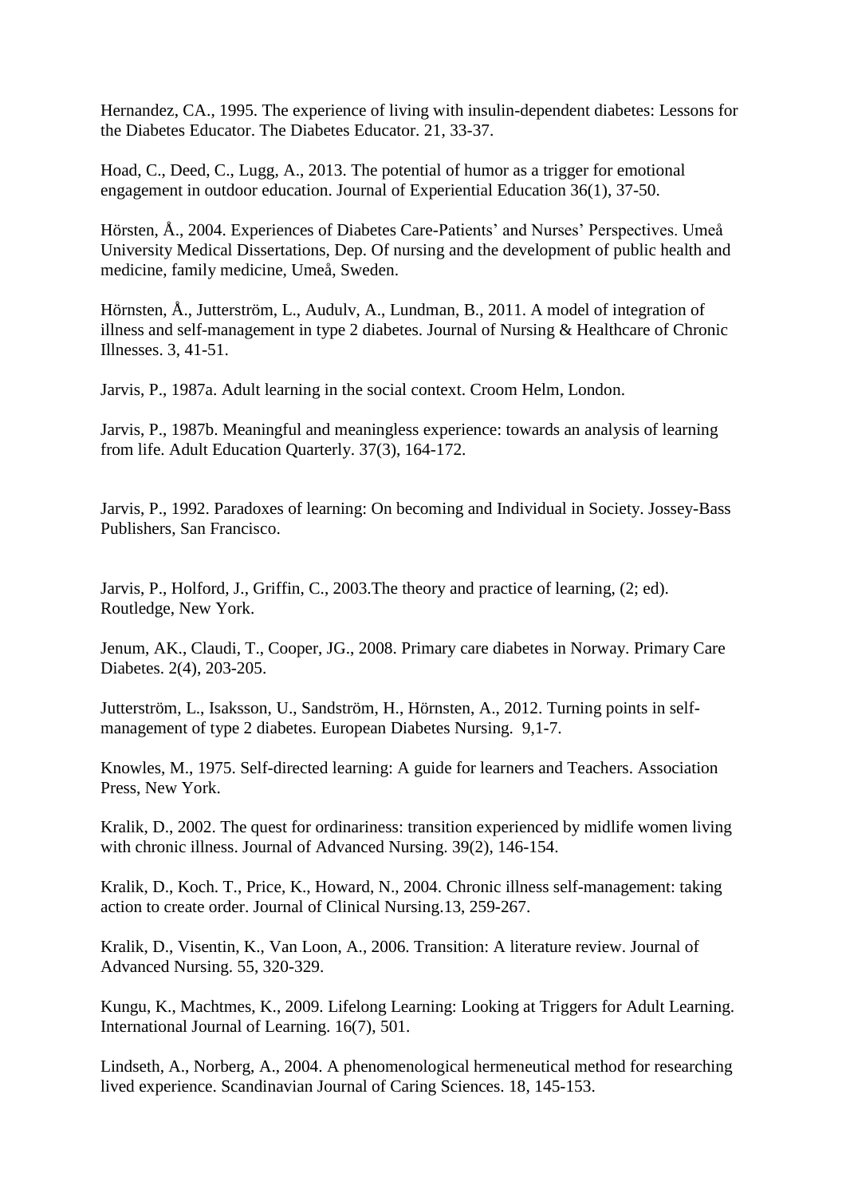Hernandez, CA., 1995. The experience of living with insulin-dependent diabetes: Lessons for the Diabetes Educator. The Diabetes Educator. 21, 33-37.

Hoad, C., Deed, C., Lugg, A., 2013. The potential of humor as a trigger for emotional engagement in outdoor education. Journal of Experiential Education 36(1), 37-50.

Hörsten, Å., 2004. Experiences of Diabetes Care-Patients' and Nurses' Perspectives. Umeå University Medical Dissertations, Dep. Of nursing and the development of public health and medicine, family medicine, Umeå, Sweden.

Hörnsten, Å., Jutterström, L., Audulv, A., Lundman, B., 2011. A model of integration of illness and self-management in type 2 diabetes. Journal of Nursing & Healthcare of Chronic Illnesses. 3, 41-51.

Jarvis, P., 1987a. Adult learning in the social context. Croom Helm, London.

Jarvis, P., 1987b. Meaningful and meaningless experience: towards an analysis of learning from life. Adult Education Quarterly. 37(3), 164-172.

Jarvis, P., 1992. Paradoxes of learning: On becoming and Individual in Society. Jossey-Bass Publishers, San Francisco.

Jarvis, P., Holford, J., Griffin, C., 2003.The theory and practice of learning, (2; ed). Routledge, New York.

Jenum, AK., Claudi, T., Cooper, JG., 2008. Primary care diabetes in Norway. Primary Care Diabetes. 2(4), 203-205.

Jutterström, L., Isaksson, U., Sandström, H., Hörnsten, A., 2012. Turning points in self-management of type 2 diabetes. European Diabetes Nursing. 9,1-7.

Knowles, M., 1975. Self-directed learning: A guide for learners and Teachers. Association Press, New York.

Kralik, D., 2002. The quest for ordinariness: transition experienced by midlife women living with chronic illness. Journal of Advanced Nursing. 39(2), 146-154.

Kralik, D., Koch. T., Price, K., Howard, N., 2004. Chronic illness self-management: taking action to create order. Journal of Clinical Nursing.13, 259-267.

Kralik, D., Visentin, K., Van Loon, A., 2006. Transition: A literature review. Journal of Advanced Nursing. 55, 320-329.

Kungu, K., Machtmes, K., 2009. Lifelong Learning: Looking at Triggers for Adult Learning. International Journal of Learning. 16(7), 501.

Lindseth, A., Norberg, A., 2004. A phenomenological hermeneutical method for researching lived experience. Scandinavian Journal of Caring Sciences. 18, 145-153.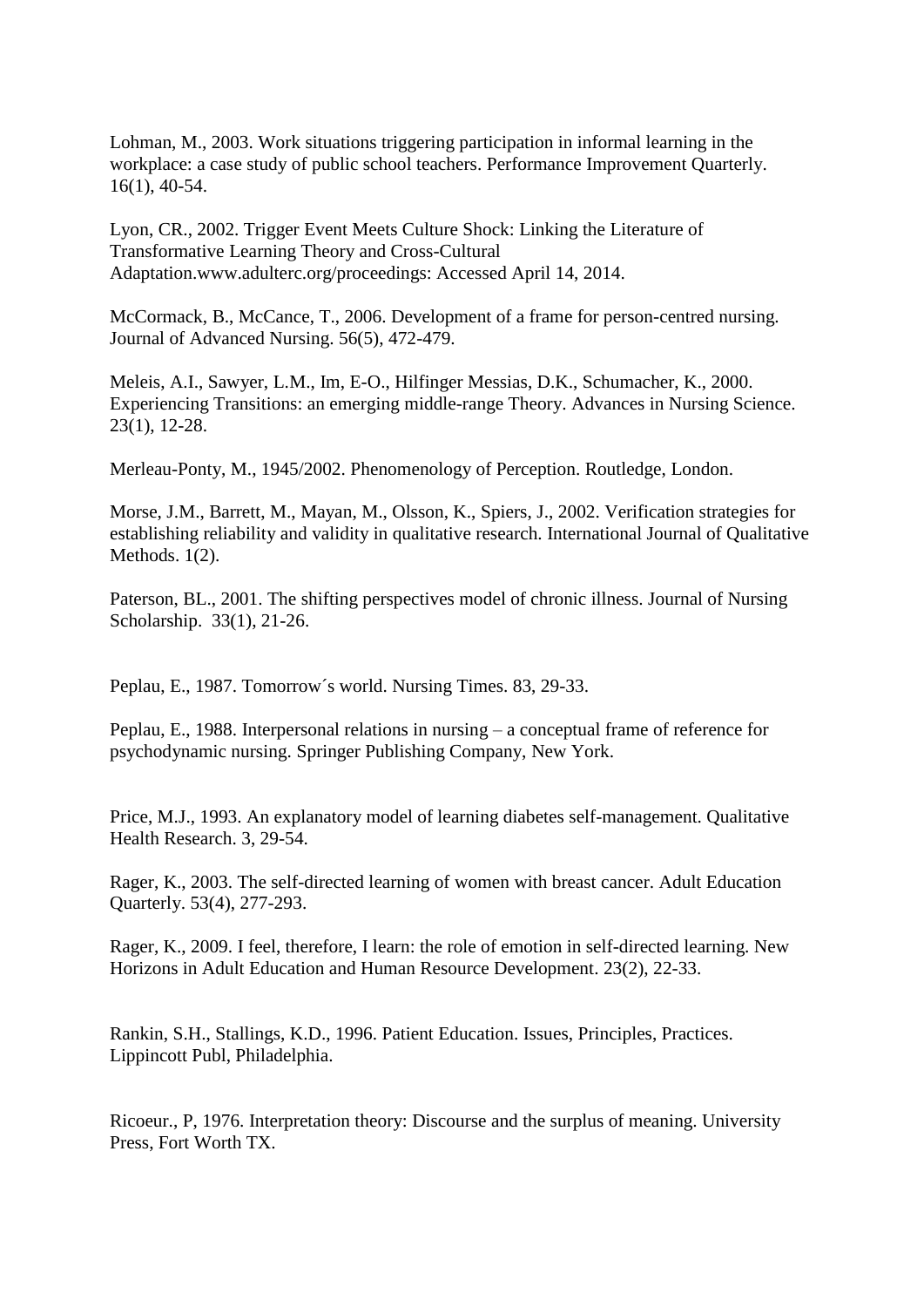Lohman, M., 2003. Work situations triggering participation in informal learning in the workplace: a case study of public school teachers. Performance Improvement Quarterly. 16(1), 40-54.

Lyon, CR., 2002. Trigger Event Meets Culture Shock: Linking the Literature of Transformative Learning Theory and Cross-Cultural Adaptation.www.adulterc.org/proceedings: Accessed April 14, 2014.

McCormack, B., McCance, T., 2006. Development of a frame for person-centred nursing. Journal of Advanced Nursing. 56(5), 472-479.

Meleis, A.I., Sawyer, L.M., Im, E-O., Hilfinger Messias, D.K., Schumacher, K., 2000. Experiencing Transitions: an emerging middle-range Theory. Advances in Nursing Science. 23(1), 12-28.

Merleau-Ponty, M., 1945/2002. Phenomenology of Perception. Routledge, London.

Morse, J.M., Barrett, M., Mayan, M., Olsson, K., Spiers, J., 2002. Verification strategies for establishing reliability and validity in qualitative research. International Journal of Qualitative Methods. 1(2).

Paterson, BL., 2001. The shifting perspectives model of chronic illness. Journal of Nursing Scholarship. 33(1), 21-26.

Peplau, E., 1987. Tomorrow´s world. Nursing Times. 83, 29-33.

Peplau, E., 1988. Interpersonal relations in nursing – a conceptual frame of reference for psychodynamic nursing. Springer Publishing Company, New York.

Price, M.J., 1993. An explanatory model of learning diabetes self-management. Qualitative Health Research. 3, 29-54.

Rager, K., 2003. The self-directed learning of women with breast cancer. Adult Education Quarterly. 53(4), 277-293.

Rager, K., 2009. I feel, therefore, I learn: the role of emotion in self-directed learning. New Horizons in Adult Education and Human Resource Development. 23(2), 22-33.

Rankin, S.H., Stallings, K.D., 1996. Patient Education. Issues, Principles, Practices. Lippincott Publ, Philadelphia.

Ricoeur., P, 1976. Interpretation theory: Discourse and the surplus of meaning. University Press, Fort Worth TX.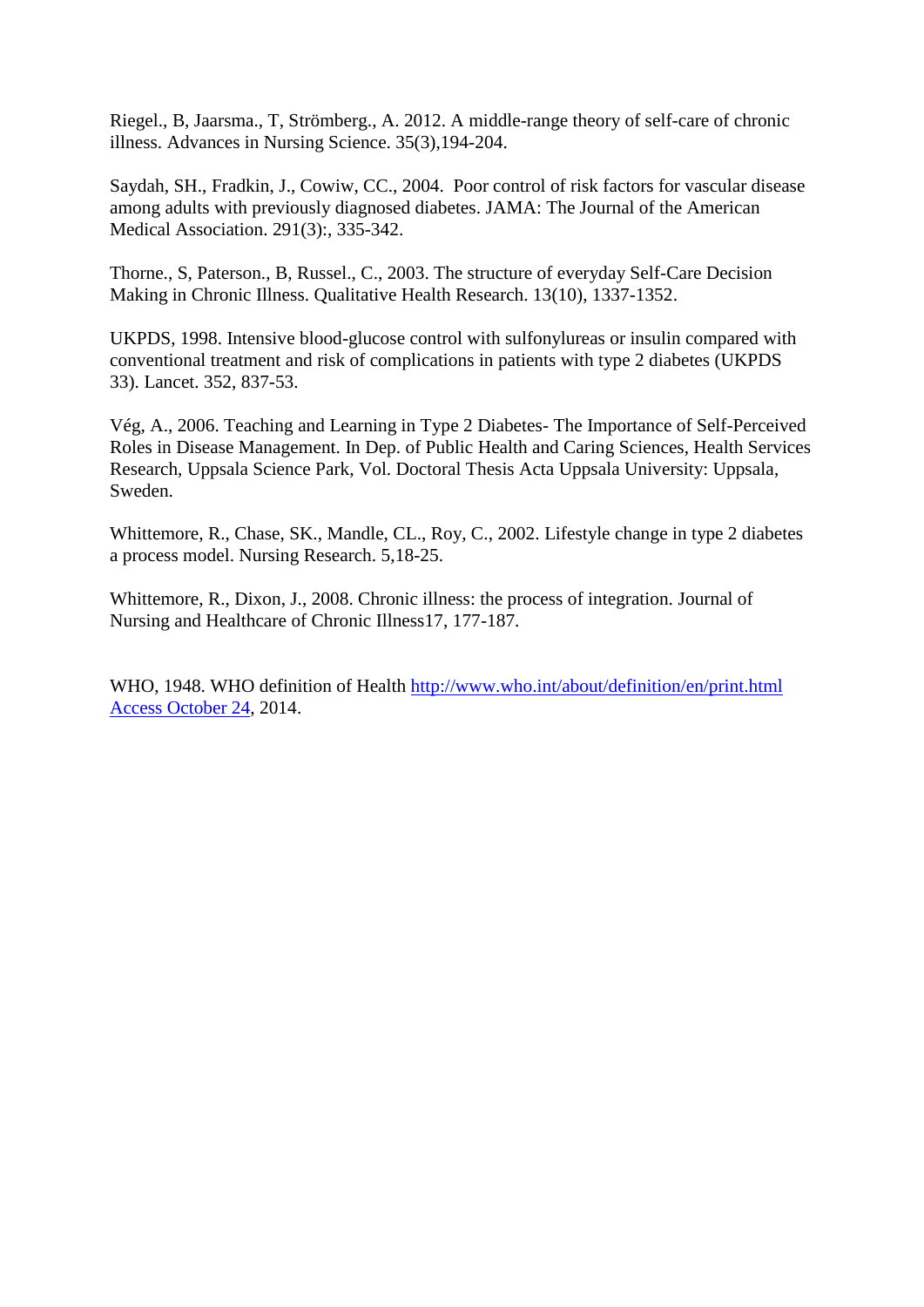Riegel., B, Jaarsma., T, Strömberg., A. 2012. A middle-range theory of self-care of chronic illness. Advances in Nursing Science. 35(3),194-204.

Saydah, SH., Fradkin, J., Cowiw, CC., 2004. Poor control of risk factors for vascular disease among adults with previously diagnosed diabetes. JAMA: The Journal of the American Medical Association. 291(3):, 335-342.

Thorne., S, Paterson., B, Russel., C., 2003. The structure of everyday Self-Care Decision Making in Chronic Illness. Qualitative Health Research. 13(10), 1337-1352.

UKPDS, 1998. Intensive blood-glucose control with sulfonylureas or insulin compared with conventional treatment and risk of complications in patients with type 2 diabetes (UKPDS 33). Lancet. 352, 837-53.

Vég, A., 2006. Teaching and Learning in Type 2 Diabetes- The Importance of Self-Perceived Roles in Disease Management. In Dep. of Public Health and Caring Sciences, Health Services Research, Uppsala Science Park, Vol. Doctoral Thesis Acta Uppsala University: Uppsala, Sweden.

Whittemore, R., Chase, SK., Mandle, CL., Roy, C., 2002. Lifestyle change in type 2 diabetes a process model. Nursing Research. 5,18-25.

Whittemore, R., Dixon, J., 2008. Chronic illness: the process of integration. Journal of Nursing and Healthcare of Chronic Illness17, 177-187.

WHO, 1948. WHO definition of Health http://www.who.int/about/definition/en/print.html Access October 24, 2014.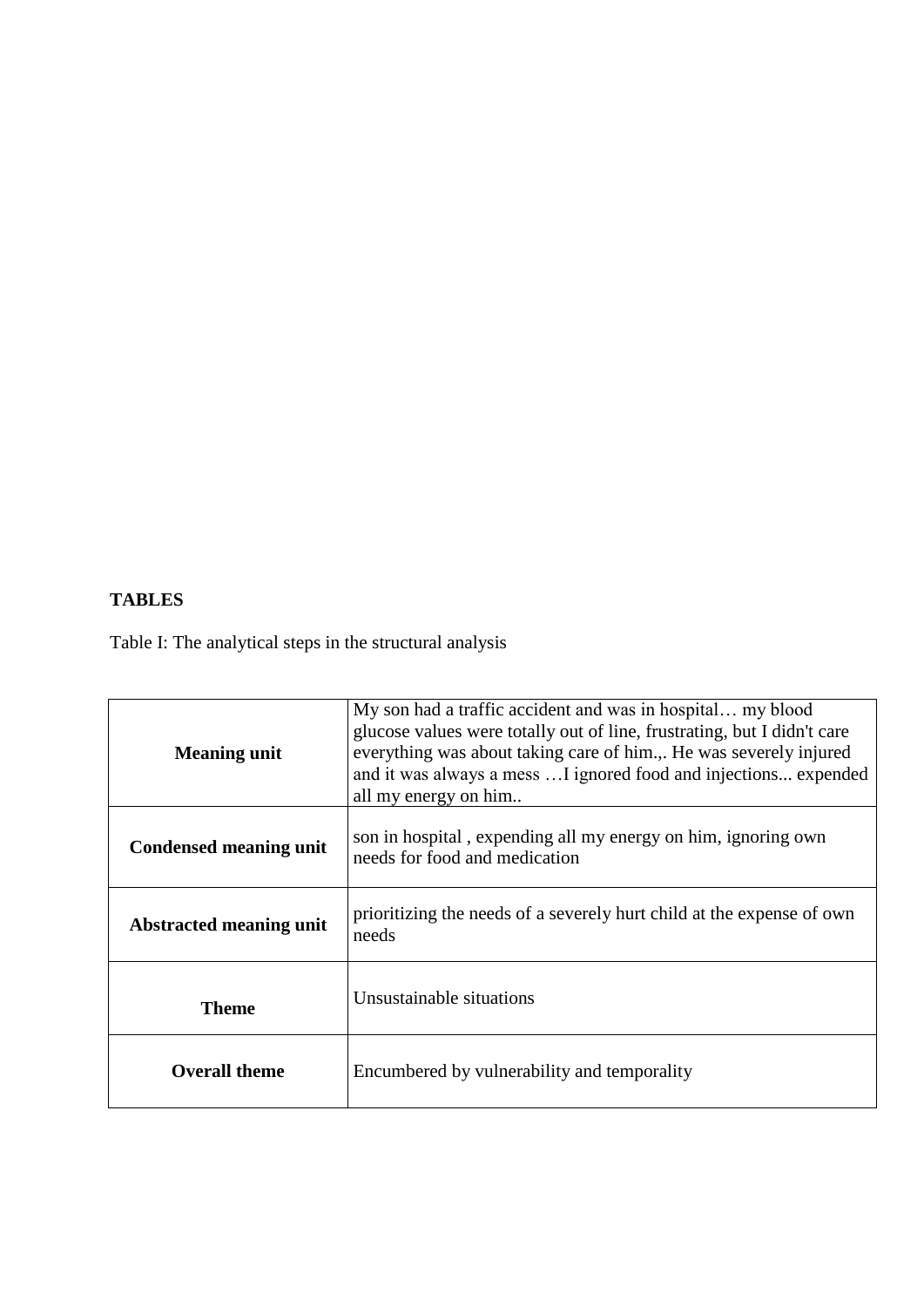**TABLES**

Table I: The analytical steps in the structural analysis

| | |
|---|---|
| **Meaning unit** | My son had a traffic accident and was in hospital… my blood glucose values were totally out of line, frustrating, but I didn't care everything was about taking care of him.,. He was severely injured and it was always a mess …I ignored food and injections... expended all my energy on him.. |
| **Condensed meaning unit** | son in hospital , expending all my energy on him, ignoring own needs for food and medication |
| **Abstracted meaning unit** | prioritizing the needs of a severely hurt child at the expense of own needs |
| **Theme** | Unsustainable situations |
| **Overall theme** | Encumbered by vulnerability and temporality |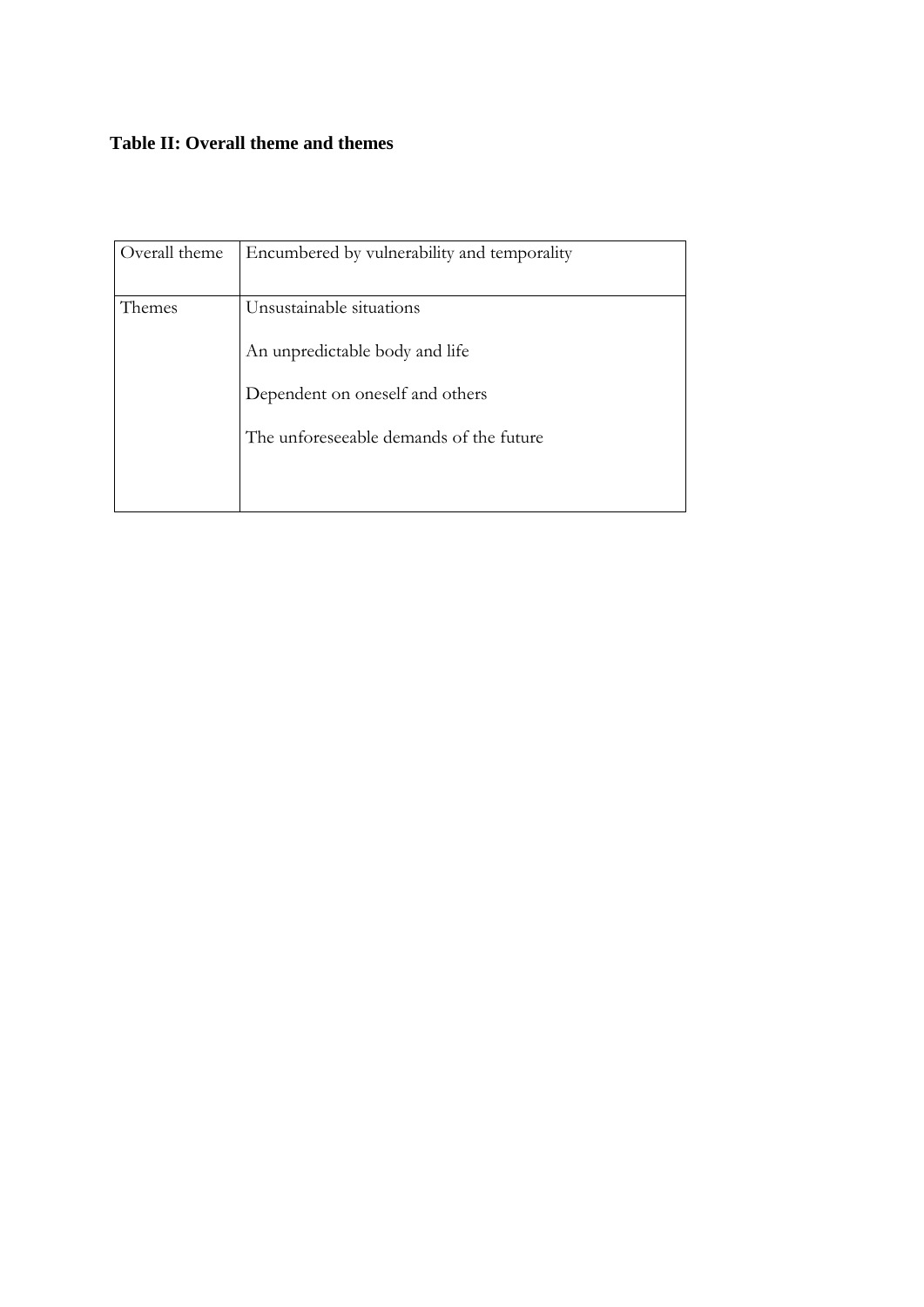**Table II: Overall theme and themes**

| | |
|---|---|
| Overall theme | Encumbered by vulnerability and temporality |
| Themes | Unsustainable situations<br><br>An unpredictable body and life<br><br>Dependent on oneself and others<br><br>The unforeseeable demands of the future |